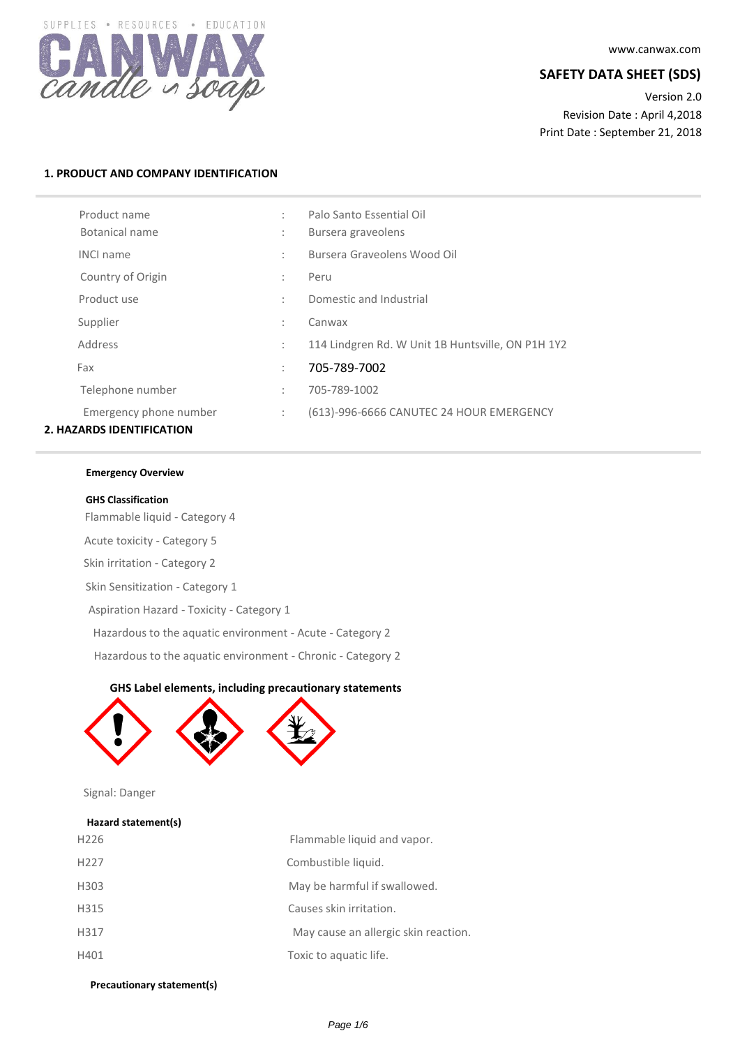SUPPLIES • RESOURCES • EDUCATION

CANWAX candle & soap

www.canwax.com

**SAFETY DATA SHEET (SDS)**

Version 2.0

Revision Date : April 4,2018

Print Date : September 21, 2018

## 1. PRODUCT AND COMPANY IDENTIFICATION

| | | |
|---|---|---|
| Product name | : | Palo Santo Essential Oil |
| Botanical name | : | Bursera graveolens |
| INCI name | : | Bursera Graveolens Wood Oil |
| Country of Origin | : | Peru |
| Product use | : | Domestic and Industrial |
| Supplier | : | Canwax |
| Address | : | 114 Lindgren Rd. W Unit 1B Huntsville, ON P1H 1Y2 |
| Fax | : | 705-789-7002 |
| Telephone number | : | 705-789-1002 |
| Emergency phone number | : | (613)-996-6666 CANUTEC 24 HOUR EMERGENCY |

## 2. HAZARDS IDENTIFICATION

**Emergency Overview**

**GHS Classification**

Flammable liquid - Category 4

Acute toxicity - Category 5

Skin irritation - Category 2

Skin Sensitization - Category 1

Aspiration Hazard - Toxicity - Category 1

Hazardous to the aquatic environment - Acute - Category 2

Hazardous to the aquatic environment - Chronic - Category 2

**GHS Label elements, including precautionary statements**

Signal: Danger

**Hazard statement(s)**

| | |
|---|---|
| H226 | Flammable liquid and vapor. |
| H227 | Combustible liquid. |
| H303 | May be harmful if swallowed. |
| H315 | Causes skin irritation. |
| H317 | May cause an allergic skin reaction. |
| H401 | Toxic to aquatic life. |

**Precautionary statement(s)**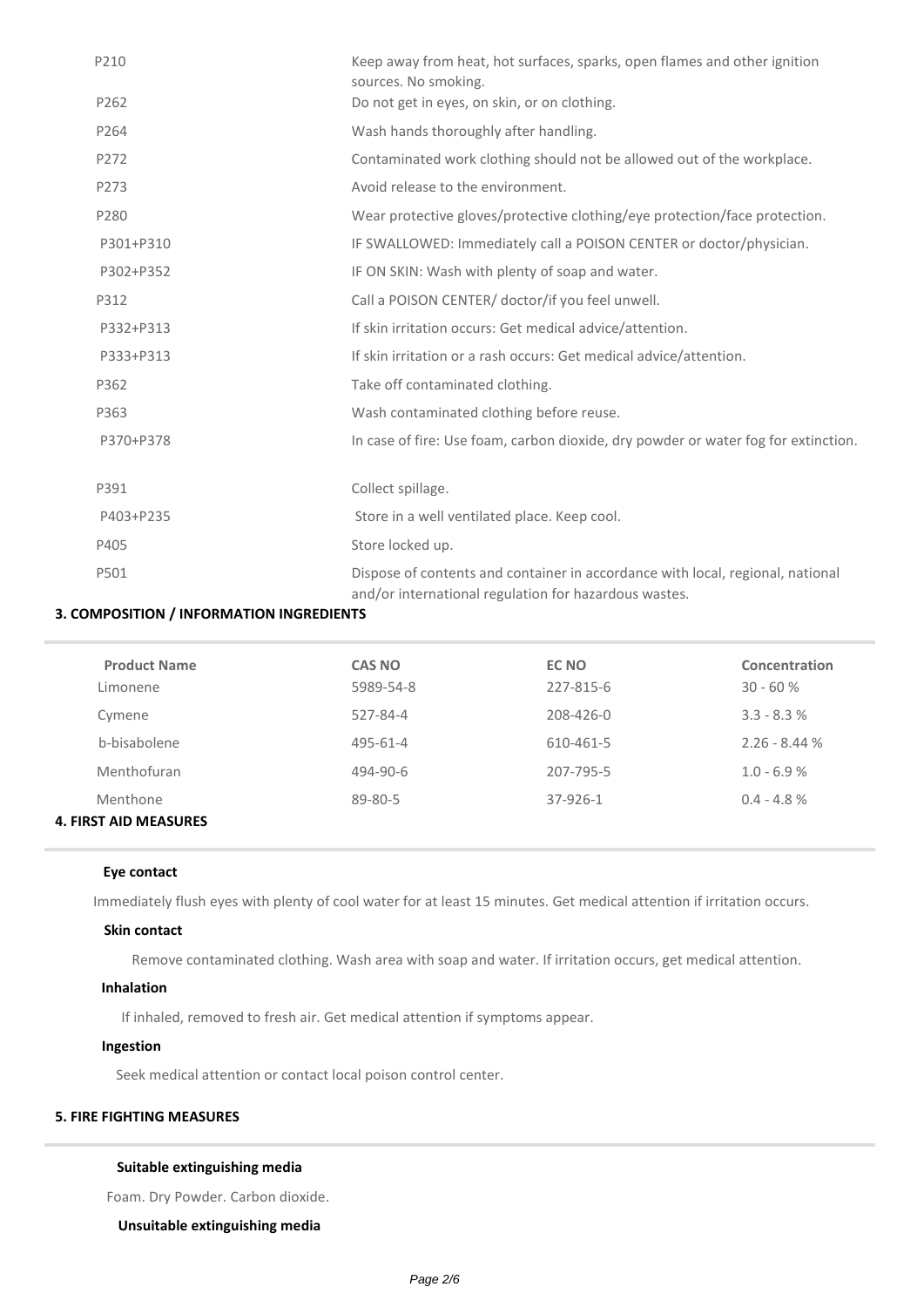| | |
|---|---|
| P210 | Keep away from heat, hot surfaces, sparks, open flames and other ignition sources. No smoking. |
| P262 | Do not get in eyes, on skin, or on clothing. |
| P264 | Wash hands thoroughly after handling. |
| P272 | Contaminated work clothing should not be allowed out of the workplace. |
| P273 | Avoid release to the environment. |
| P280 | Wear protective gloves/protective clothing/eye protection/face protection. |
| P301+P310 | IF SWALLOWED: Immediately call a POISON CENTER or doctor/physician. |
| P302+P352 | IF ON SKIN: Wash with plenty of soap and water. |
| P312 | Call a POISON CENTER/ doctor/if you feel unwell. |
| P332+P313 | If skin irritation occurs: Get medical advice/attention. |
| P333+P313 | If skin irritation or a rash occurs: Get medical advice/attention. |
| P362 | Take off contaminated clothing. |
| P363 | Wash contaminated clothing before reuse. |
| P370+P378 | In case of fire: Use foam, carbon dioxide, dry powder or water fog for extinction. |
| P391 | Collect spillage. |
| P403+P235 | Store in a well ventilated place. Keep cool. |
| P405 | Store locked up. |
| P501 | Dispose of contents and container in accordance with local, regional, national and/or international regulation for hazardous wastes. |

## 3. COMPOSITION / INFORMATION INGREDIENTS

| Product Name | CAS NO | EC NO | Concentration |
|---|---|---|---|
| Limonene | 5989-54-8 | 227-815-6 | 30 - 60 % |
| Cymene | 527-84-4 | 208-426-0 | 3.3 - 8.3 % |
| b-bisabolene | 495-61-4 | 610-461-5 | 2.26 - 8.44 % |
| Menthofuran | 494-90-6 | 207-795-5 | 1.0 - 6.9 % |
| Menthone | 89-80-5 | 37-926-1 | 0.4 - 4.8 % |

## 4. FIRST AID MEASURES

**Eye contact**

Immediately flush eyes with plenty of cool water for at least 15 minutes. Get medical attention if irritation occurs.

**Skin contact**

Remove contaminated clothing. Wash area with soap and water. If irritation occurs, get medical attention.

**Inhalation**

If inhaled, removed to fresh air. Get medical attention if symptoms appear.

**Ingestion**

Seek medical attention or contact local poison control center.

## 5. FIRE FIGHTING MEASURES

**Suitable extinguishing media**

Foam. Dry Powder. Carbon dioxide.

**Unsuitable extinguishing media**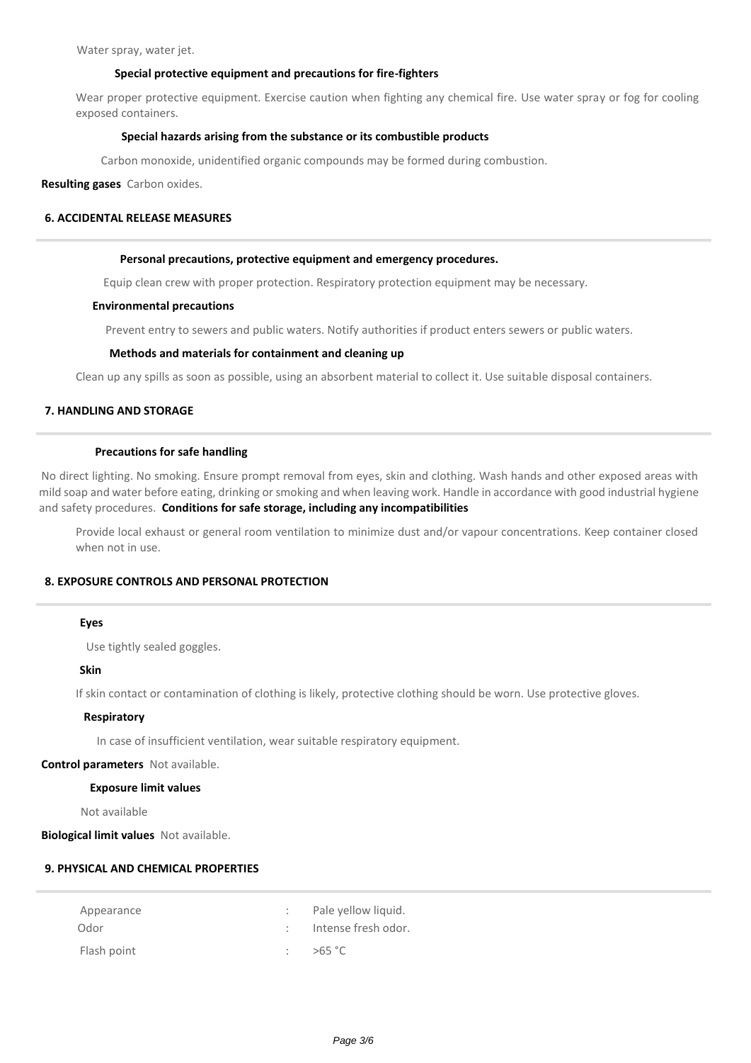Water spray, water jet.

**Special protective equipment and precautions for fire-fighters**

Wear proper protective equipment. Exercise caution when fighting any chemical fire. Use water spray or fog for cooling exposed containers.

**Special hazards arising from the substance or its combustible products**

Carbon monoxide, unidentified organic compounds may be formed during combustion.

**Resulting gases** Carbon oxides.

## 6. ACCIDENTAL RELEASE MEASURES

**Personal precautions, protective equipment and emergency procedures.**

Equip clean crew with proper protection. Respiratory protection equipment may be necessary.

**Environmental precautions**

Prevent entry to sewers and public waters. Notify authorities if product enters sewers or public waters.

**Methods and materials for containment and cleaning up**

Clean up any spills as soon as possible, using an absorbent material to collect it. Use suitable disposal containers.

## 7. HANDLING AND STORAGE

**Precautions for safe handling**

No direct lighting. No smoking. Ensure prompt removal from eyes, skin and clothing. Wash hands and other exposed areas with mild soap and water before eating, drinking or smoking and when leaving work. Handle in accordance with good industrial hygiene and safety procedures.

**Conditions for safe storage, including any incompatibilities**

Provide local exhaust or general room ventilation to minimize dust and/or vapour concentrations. Keep container closed when not in use.

## 8. EXPOSURE CONTROLS AND PERSONAL PROTECTION

**Eyes**

Use tightly sealed goggles.

**Skin**

If skin contact or contamination of clothing is likely, protective clothing should be worn. Use protective gloves.

**Respiratory**

In case of insufficient ventilation, wear suitable respiratory equipment.

**Control parameters** Not available.

**Exposure limit values**

Not available

**Biological limit values** Not available.

## 9. PHYSICAL AND CHEMICAL PROPERTIES

| | | |
|---|---|---|
| Appearance | : | Pale yellow liquid. |
| Odor | : | Intense fresh odor. |
| Flash point | : | >65 °C |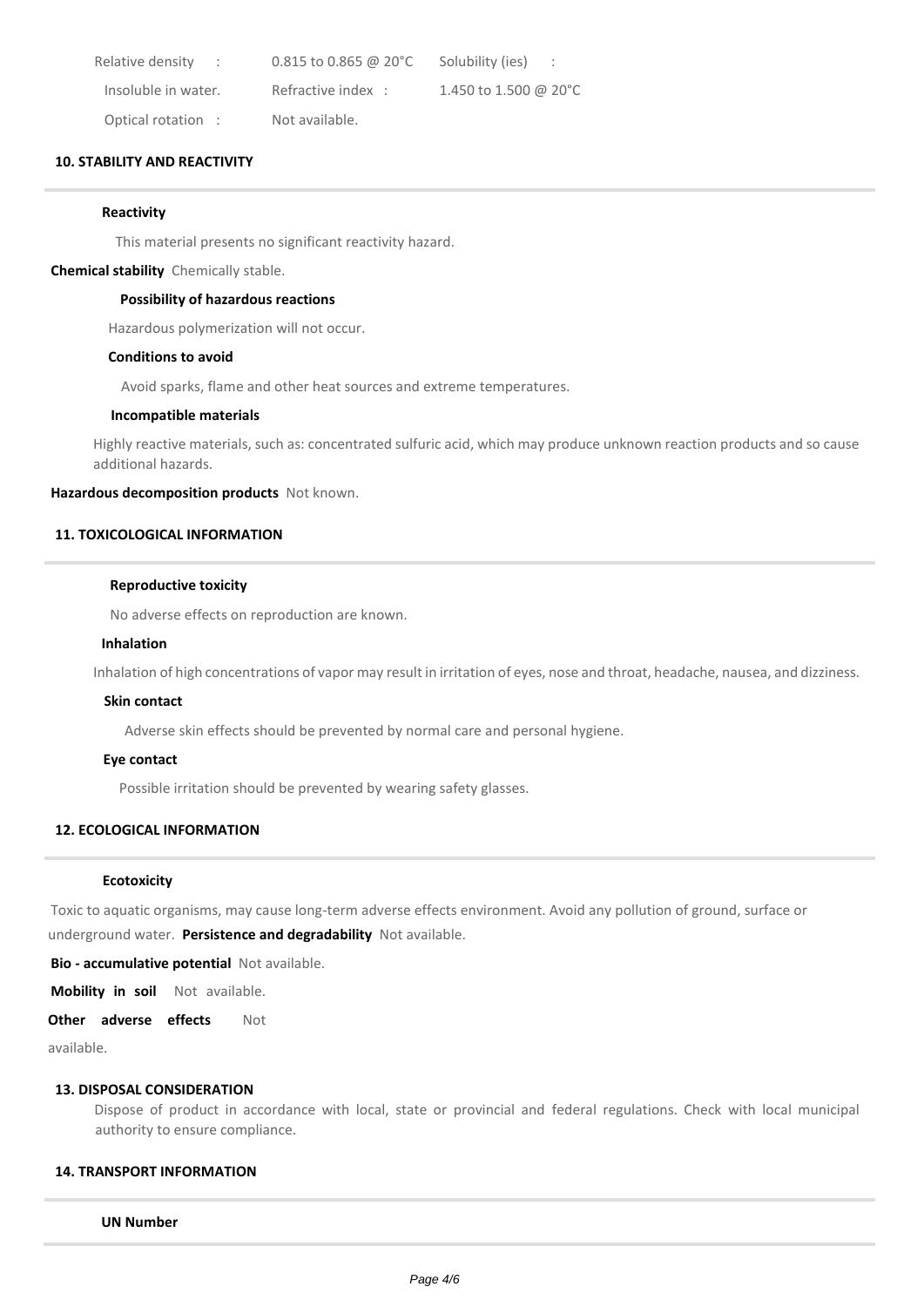Relative density : 0.815 to 0.865 @ 20°C Solubility (ies) :

Insoluble in water. Refractive index : 1.450 to 1.500 @ 20°C

Optical rotation : Not available.

## 10. STABILITY AND REACTIVITY

**Reactivity**

This material presents no significant reactivity hazard.

**Chemical stability** Chemically stable.

**Possibility of hazardous reactions**

Hazardous polymerization will not occur.

**Conditions to avoid**

Avoid sparks, flame and other heat sources and extreme temperatures.

**Incompatible materials**

Highly reactive materials, such as: concentrated sulfuric acid, which may produce unknown reaction products and so cause additional hazards.

**Hazardous decomposition products** Not known.

## 11. TOXICOLOGICAL INFORMATION

**Reproductive toxicity**

No adverse effects on reproduction are known.

**Inhalation**

Inhalation of high concentrations of vapor may result in irritation of eyes, nose and throat, headache, nausea, and dizziness.

**Skin contact**

Adverse skin effects should be prevented by normal care and personal hygiene.

**Eye contact**

Possible irritation should be prevented by wearing safety glasses.

## 12. ECOLOGICAL INFORMATION

**Ecotoxicity**

Toxic to aquatic organisms, may cause long-term adverse effects environment. Avoid any pollution of ground, surface or underground water. **Persistence and degradability** Not available.

**Bio - accumulative potential** Not available.

**Mobility in soil** Not available.

**Other adverse effects** Not available.

## 13. DISPOSAL CONSIDERATION

Dispose of product in accordance with local, state or provincial and federal regulations. Check with local municipal authority to ensure compliance.

## 14. TRANSPORT INFORMATION

**UN Number**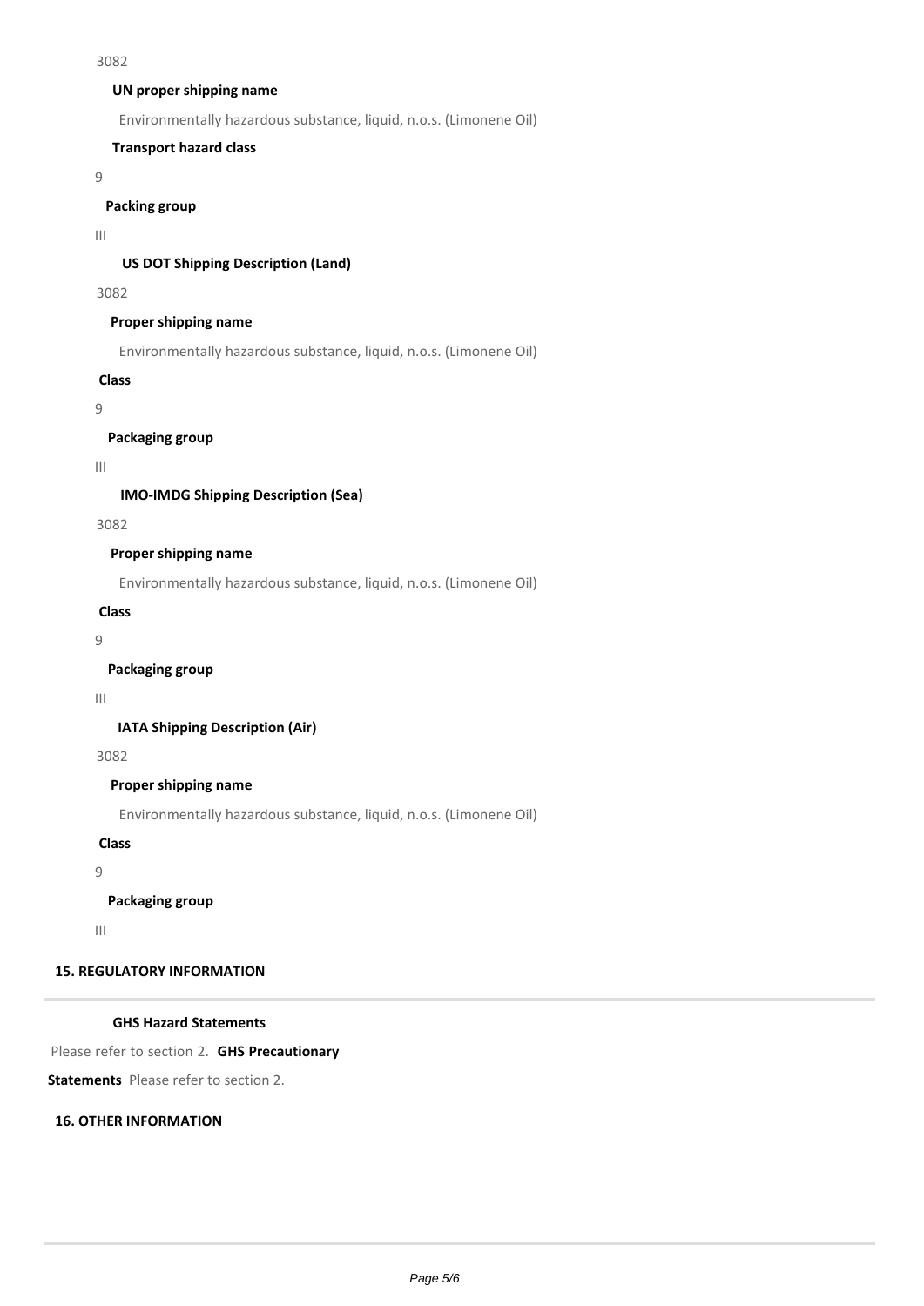3082

**UN proper shipping name**

Environmentally hazardous substance, liquid, n.o.s. (Limonene Oil)

**Transport hazard class**

9

**Packing group**

III

**US DOT Shipping Description (Land)**

3082

**Proper shipping name**

Environmentally hazardous substance, liquid, n.o.s. (Limonene Oil)

**Class**

9

**Packaging group**

III

**IMO-IMDG Shipping Description (Sea)**

3082

**Proper shipping name**

Environmentally hazardous substance, liquid, n.o.s. (Limonene Oil)

**Class**

9

**Packaging group**

III

**IATA Shipping Description (Air)**

3082

**Proper shipping name**

Environmentally hazardous substance, liquid, n.o.s. (Limonene Oil)

**Class**

9

**Packaging group**

III

## 15. REGULATORY INFORMATION

**GHS Hazard Statements**

Please refer to section 2. **GHS Precautionary Statements** Please refer to section 2.

## 16. OTHER INFORMATION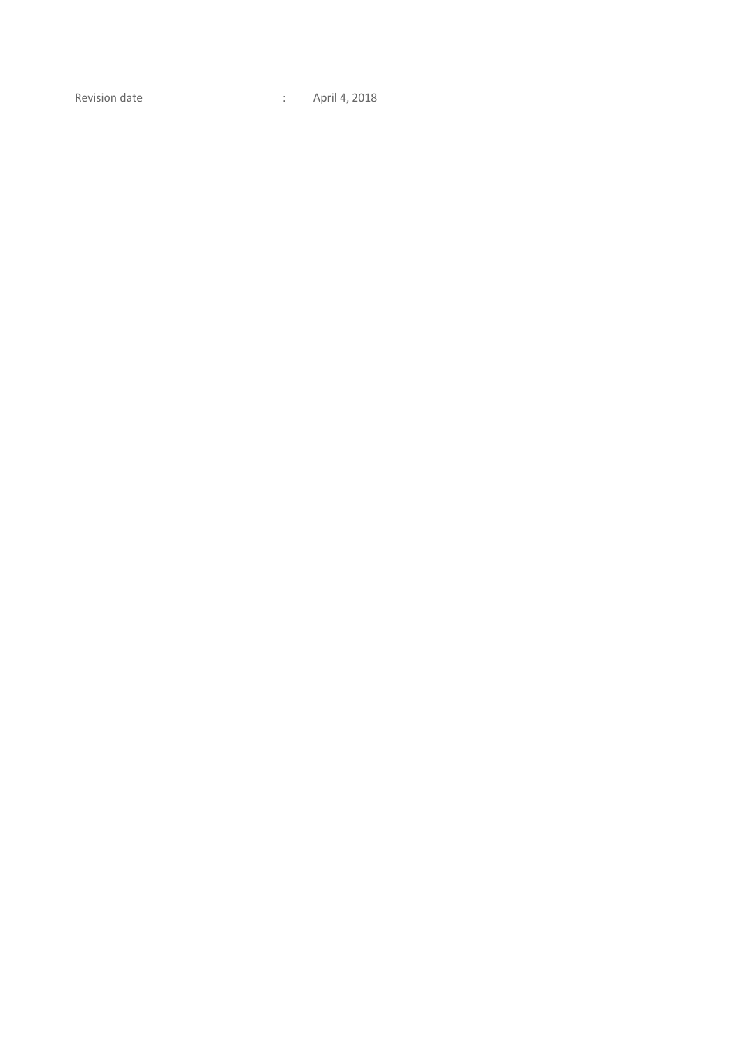Revision date : April 4, 2018